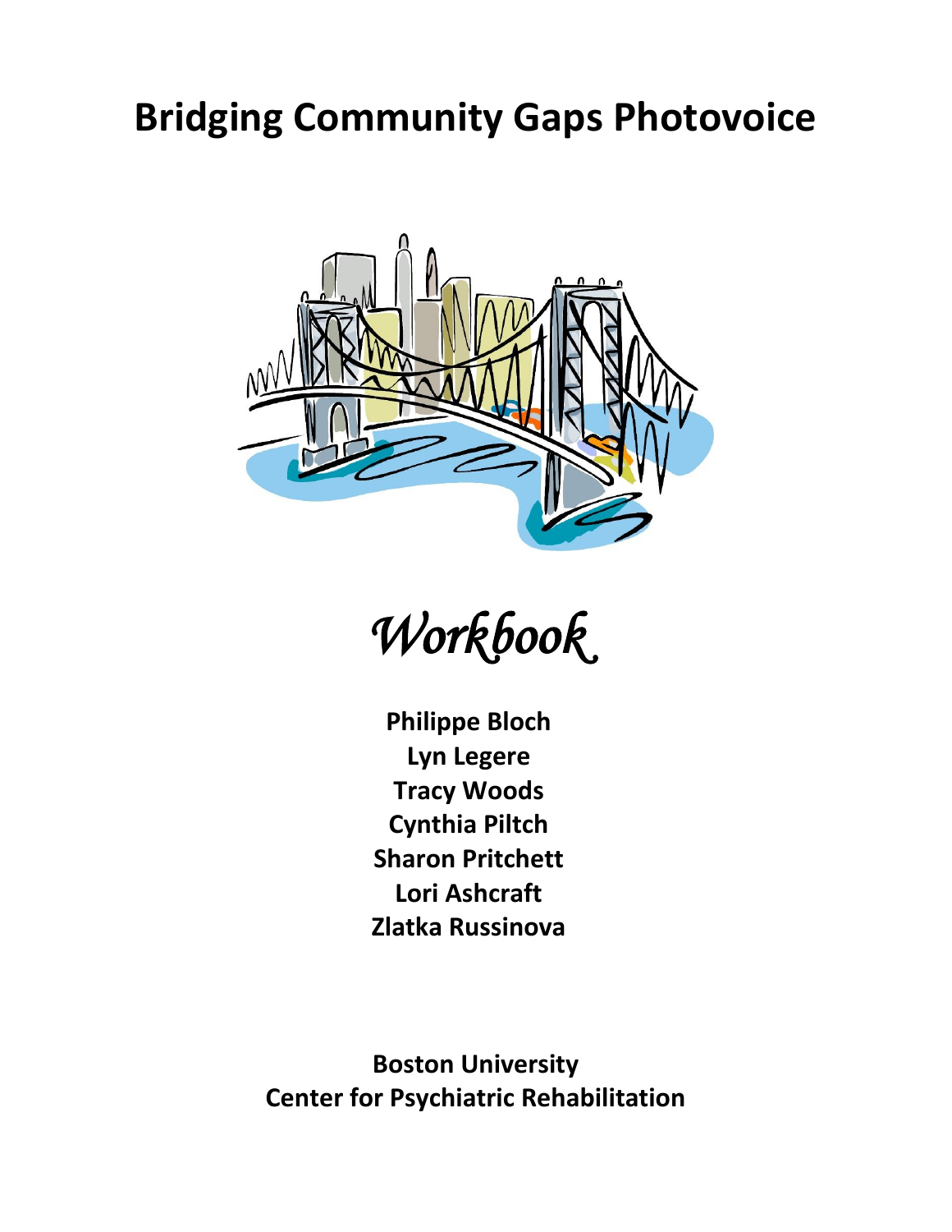# Bridging Community Gaps Photovoice

*Workbook*

**Philippe Bloch**
**Lyn Legere**
**Tracy Woods**
**Cynthia Piltch**
**Sharon Pritchett**
**Lori Ashcraft**
**Zlatka Russinova**

**Boston University**
**Center for Psychiatric Rehabilitation**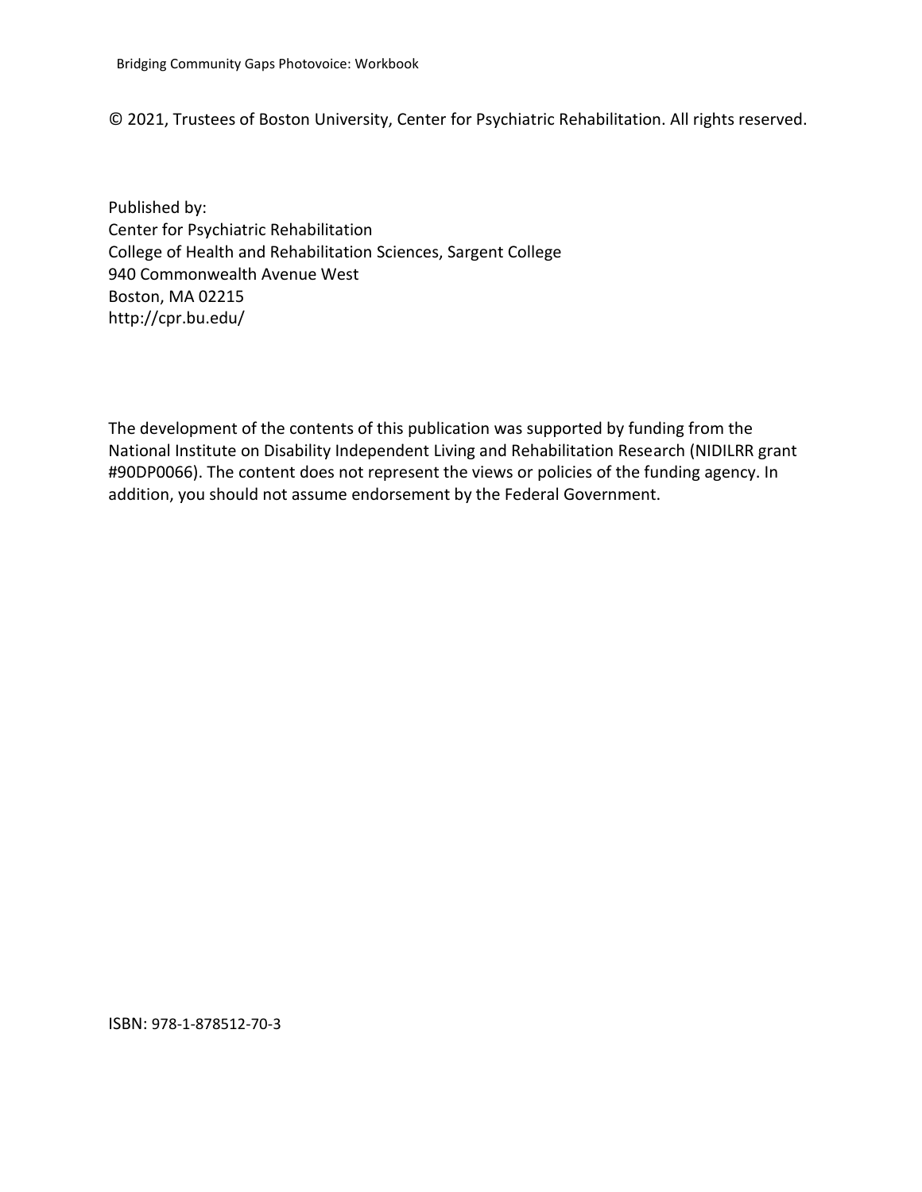© 2021, Trustees of Boston University, Center for Psychiatric Rehabilitation. All rights reserved.

Published by:
Center for Psychiatric Rehabilitation
College of Health and Rehabilitation Sciences, Sargent College
940 Commonwealth Avenue West
Boston, MA 02215
http://cpr.bu.edu/

The development of the contents of this publication was supported by funding from the National Institute on Disability Independent Living and Rehabilitation Research (NIDILRR grant #90DP0066). The content does not represent the views or policies of the funding agency. In addition, you should not assume endorsement by the Federal Government.

ISBN: 978-1-878512-70-3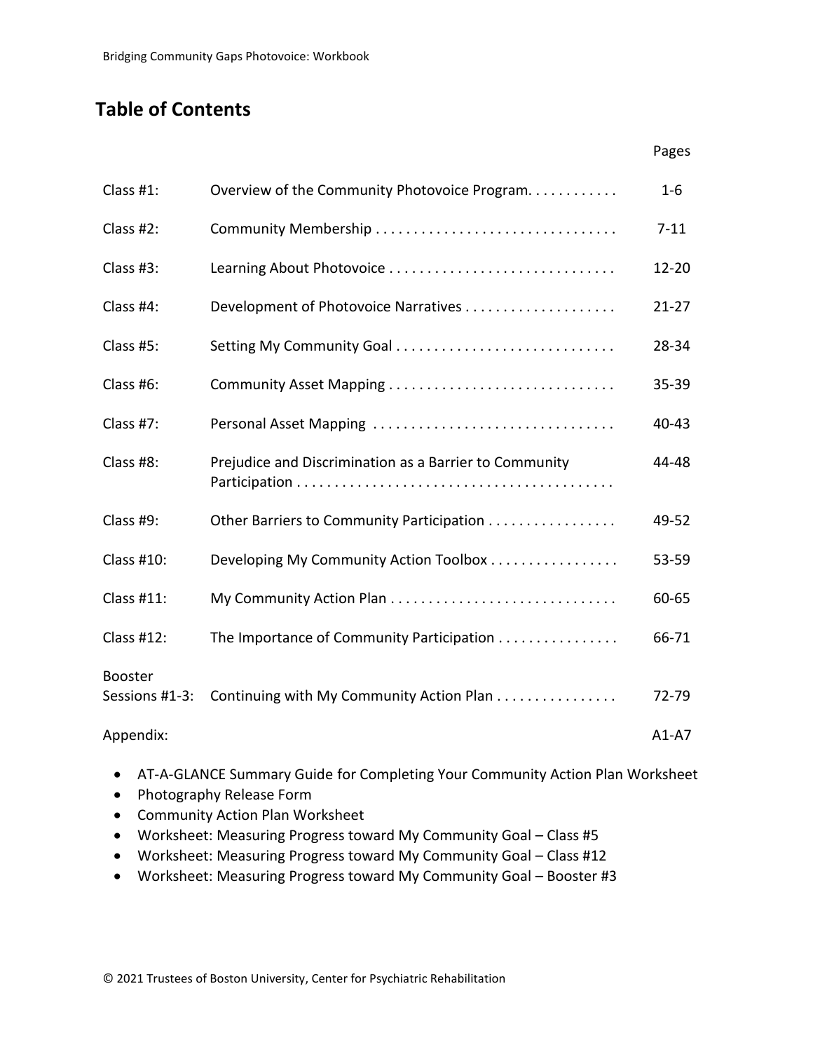## Table of Contents

| | | Pages |
|---|---|---|
| Class #1: | Overview of the Community Photovoice Program | 1-6 |
| Class #2: | Community Membership | 7-11 |
| Class #3: | Learning About Photovoice | 12-20 |
| Class #4: | Development of Photovoice Narratives | 21-27 |
| Class #5: | Setting My Community Goal | 28-34 |
| Class #6: | Community Asset Mapping | 35-39 |
| Class #7: | Personal Asset Mapping | 40-43 |
| Class #8: | Prejudice and Discrimination as a Barrier to Community Participation | 44-48 |
| Class #9: | Other Barriers to Community Participation | 49-52 |
| Class #10: | Developing My Community Action Toolbox | 53-59 |
| Class #11: | My Community Action Plan | 60-65 |
| Class #12: | The Importance of Community Participation | 66-71 |
| Booster Sessions #1-3: | Continuing with My Community Action Plan | 72-79 |
| Appendix: | | A1-A7 |

- AT-A-GLANCE Summary Guide for Completing Your Community Action Plan Worksheet
- Photography Release Form
- Community Action Plan Worksheet
- Worksheet: Measuring Progress toward My Community Goal – Class #5
- Worksheet: Measuring Progress toward My Community Goal – Class #12
- Worksheet: Measuring Progress toward My Community Goal – Booster #3

© 2021 Trustees of Boston University, Center for Psychiatric Rehabilitation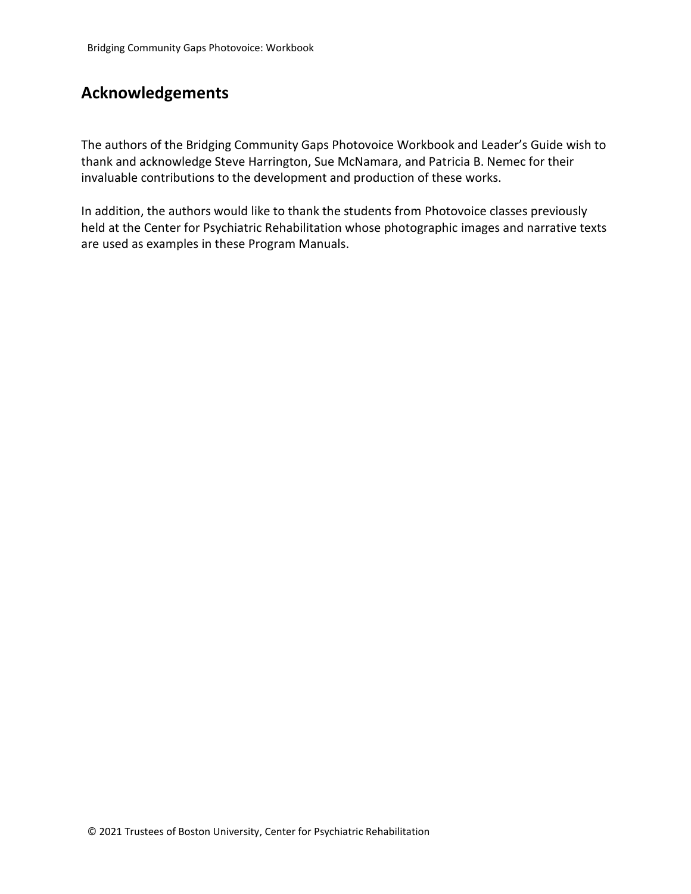## Acknowledgements

The authors of the Bridging Community Gaps Photovoice Workbook and Leader's Guide wish to thank and acknowledge Steve Harrington, Sue McNamara, and Patricia B. Nemec for their invaluable contributions to the development and production of these works.

In addition, the authors would like to thank the students from Photovoice classes previously held at the Center for Psychiatric Rehabilitation whose photographic images and narrative texts are used as examples in these Program Manuals.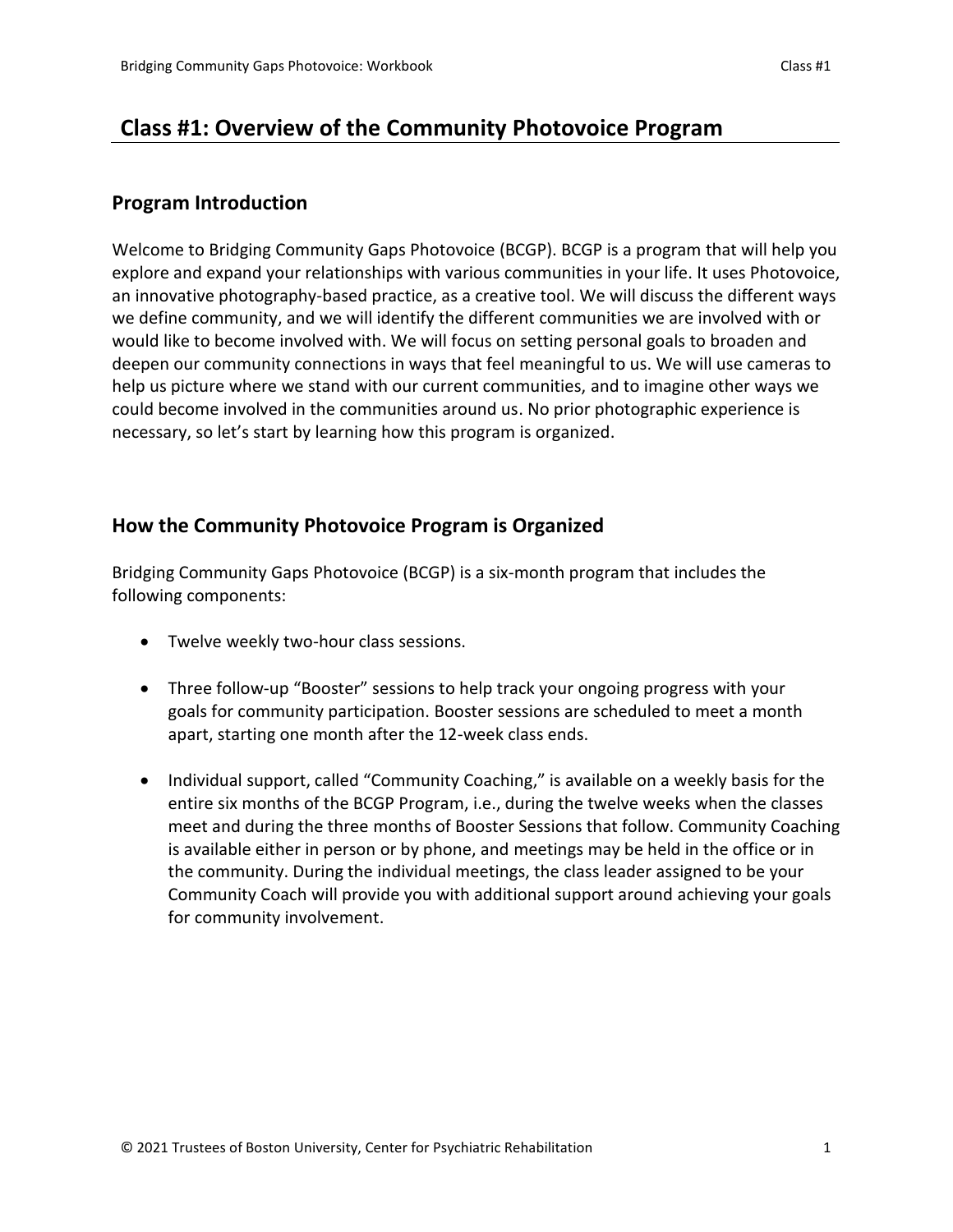## Class #1: Overview of the Community Photovoice Program

### Program Introduction

Welcome to Bridging Community Gaps Photovoice (BCGP). BCGP is a program that will help you explore and expand your relationships with various communities in your life. It uses Photovoice, an innovative photography-based practice, as a creative tool. We will discuss the different ways we define community, and we will identify the different communities we are involved with or would like to become involved with. We will focus on setting personal goals to broaden and deepen our community connections in ways that feel meaningful to us. We will use cameras to help us picture where we stand with our current communities, and to imagine other ways we could become involved in the communities around us. No prior photographic experience is necessary, so let's start by learning how this program is organized.

### How the Community Photovoice Program is Organized

Bridging Community Gaps Photovoice (BCGP) is a six-month program that includes the following components:

- Twelve weekly two-hour class sessions.
- Three follow-up "Booster" sessions to help track your ongoing progress with your goals for community participation. Booster sessions are scheduled to meet a month apart, starting one month after the 12-week class ends.
- Individual support, called "Community Coaching," is available on a weekly basis for the entire six months of the BCGP Program, i.e., during the twelve weeks when the classes meet and during the three months of Booster Sessions that follow. Community Coaching is available either in person or by phone, and meetings may be held in the office or in the community. During the individual meetings, the class leader assigned to be your Community Coach will provide you with additional support around achieving your goals for community involvement.

© 2021 Trustees of Boston University, Center for Psychiatric Rehabilitation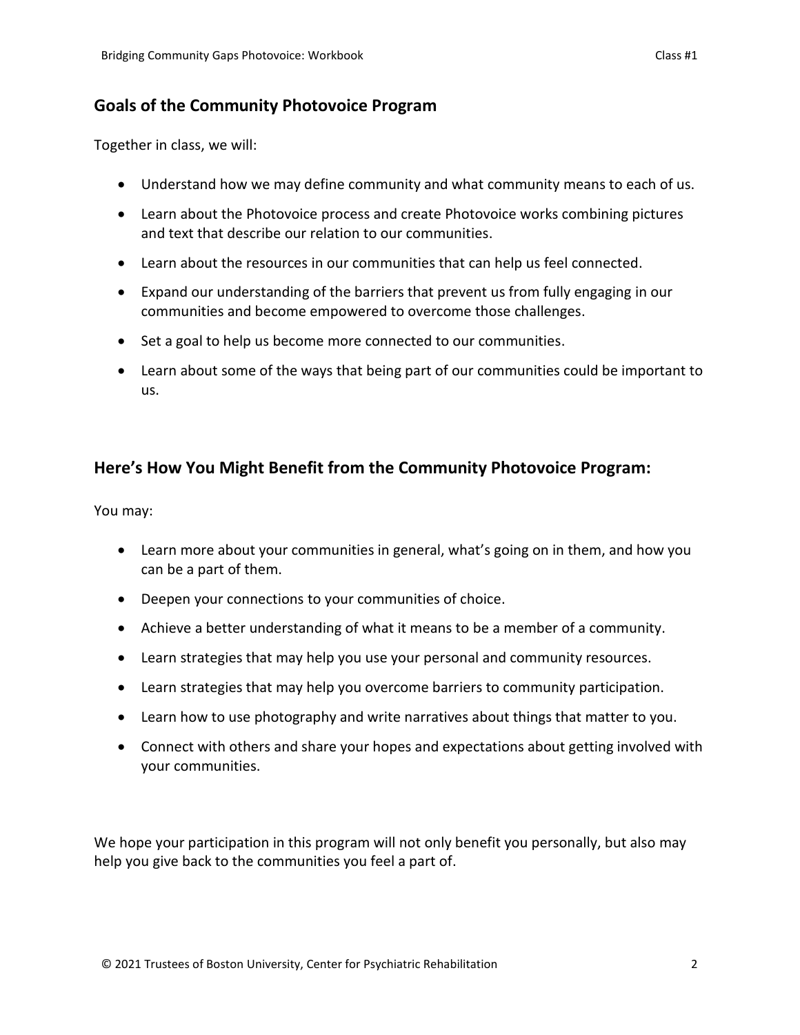## Goals of the Community Photovoice Program

Together in class, we will:

- Understand how we may define community and what community means to each of us.
- Learn about the Photovoice process and create Photovoice works combining pictures and text that describe our relation to our communities.
- Learn about the resources in our communities that can help us feel connected.
- Expand our understanding of the barriers that prevent us from fully engaging in our communities and become empowered to overcome those challenges.
- Set a goal to help us become more connected to our communities.
- Learn about some of the ways that being part of our communities could be important to us.

## Here's How You Might Benefit from the Community Photovoice Program:

You may:

- Learn more about your communities in general, what's going on in them, and how you can be a part of them.
- Deepen your connections to your communities of choice.
- Achieve a better understanding of what it means to be a member of a community.
- Learn strategies that may help you use your personal and community resources.
- Learn strategies that may help you overcome barriers to community participation.
- Learn how to use photography and write narratives about things that matter to you.
- Connect with others and share your hopes and expectations about getting involved with your communities.

We hope your participation in this program will not only benefit you personally, but also may help you give back to the communities you feel a part of.

© 2021 Trustees of Boston University, Center for Psychiatric Rehabilitation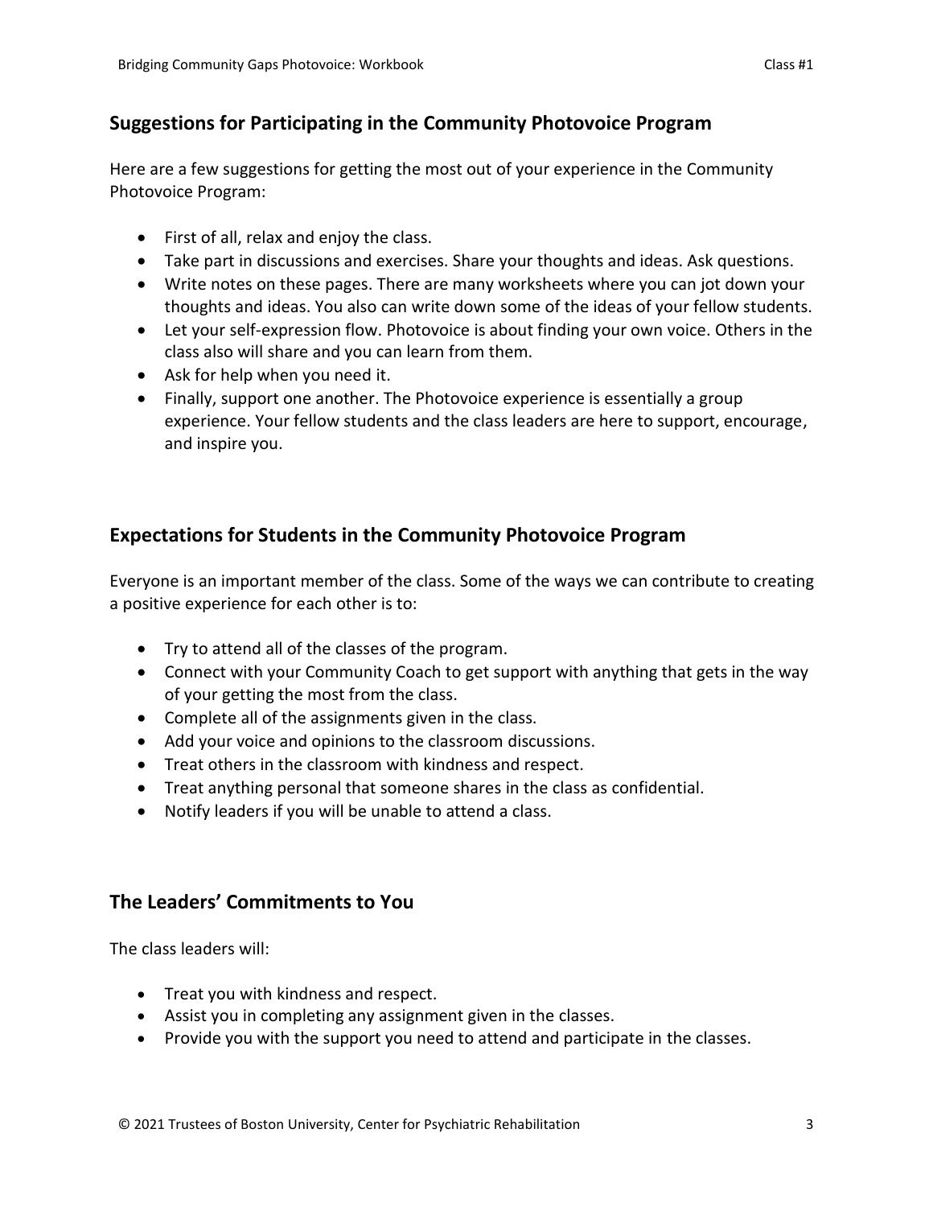## Suggestions for Participating in the Community Photovoice Program

Here are a few suggestions for getting the most out of your experience in the Community Photovoice Program:

- First of all, relax and enjoy the class.
- Take part in discussions and exercises. Share your thoughts and ideas. Ask questions.
- Write notes on these pages. There are many worksheets where you can jot down your thoughts and ideas. You also can write down some of the ideas of your fellow students.
- Let your self-expression flow. Photovoice is about finding your own voice. Others in the class also will share and you can learn from them.
- Ask for help when you need it.
- Finally, support one another. The Photovoice experience is essentially a group experience. Your fellow students and the class leaders are here to support, encourage, and inspire you.

## Expectations for Students in the Community Photovoice Program

Everyone is an important member of the class. Some of the ways we can contribute to creating a positive experience for each other is to:

- Try to attend all of the classes of the program.
- Connect with your Community Coach to get support with anything that gets in the way of your getting the most from the class.
- Complete all of the assignments given in the class.
- Add your voice and opinions to the classroom discussions.
- Treat others in the classroom with kindness and respect.
- Treat anything personal that someone shares in the class as confidential.
- Notify leaders if you will be unable to attend a class.

## The Leaders' Commitments to You

The class leaders will:

- Treat you with kindness and respect.
- Assist you in completing any assignment given in the classes.
- Provide you with the support you need to attend and participate in the classes.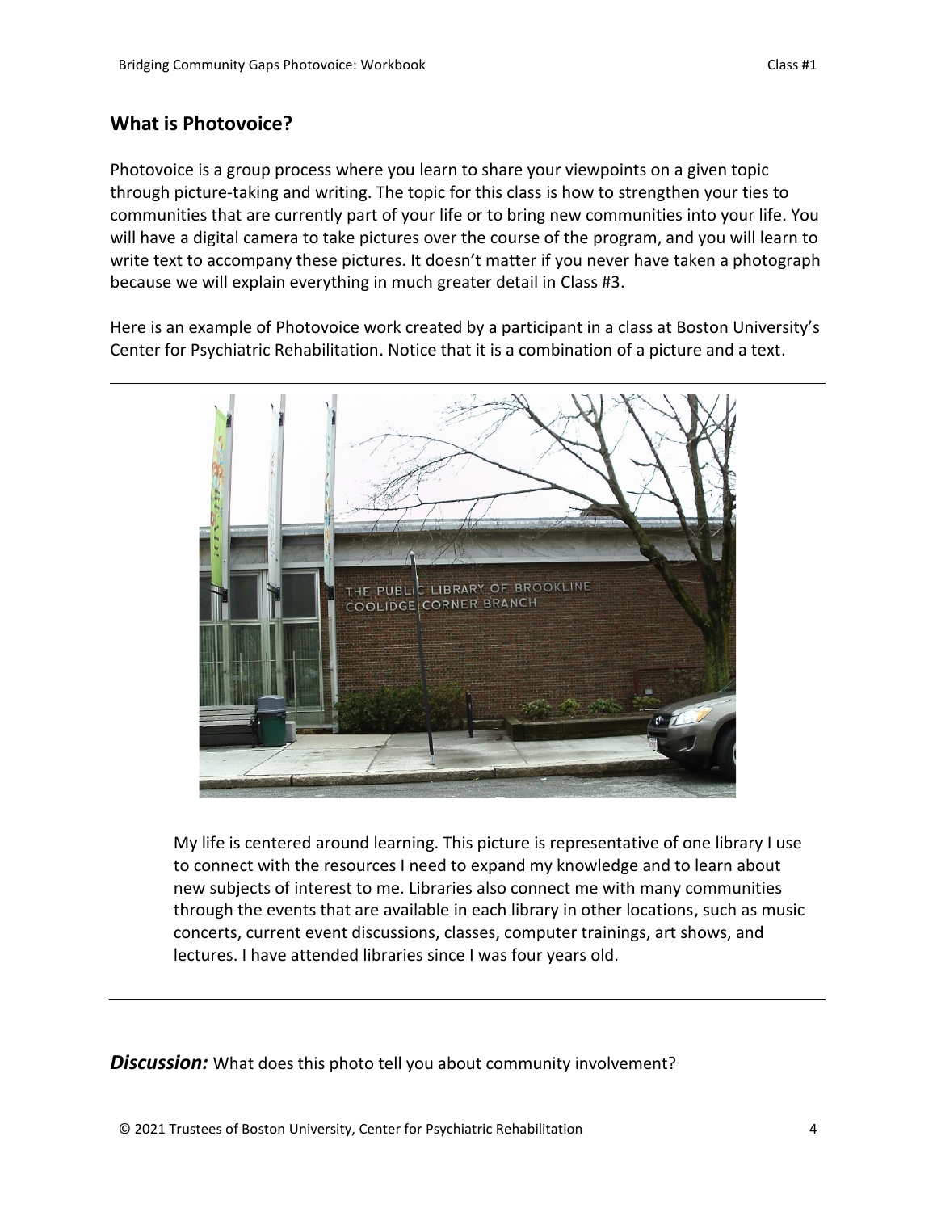## What is Photovoice?

Photovoice is a group process where you learn to share your viewpoints on a given topic through picture-taking and writing. The topic for this class is how to strengthen your ties to communities that are currently part of your life or to bring new communities into your life. You will have a digital camera to take pictures over the course of the program, and you will learn to write text to accompany these pictures. It doesn't matter if you never have taken a photograph because we will explain everything in much greater detail in Class #3.

Here is an example of Photovoice work created by a participant in a class at Boston University's Center for Psychiatric Rehabilitation. Notice that it is a combination of a picture and a text.

---

My life is centered around learning. This picture is representative of one library I use to connect with the resources I need to expand my knowledge and to learn about new subjects of interest to me. Libraries also connect me with many communities through the events that are available in each library in other locations, such as music concerts, current event discussions, classes, computer trainings, art shows, and lectures. I have attended libraries since I was four years old.

---

***Discussion:*** What does this photo tell you about community involvement?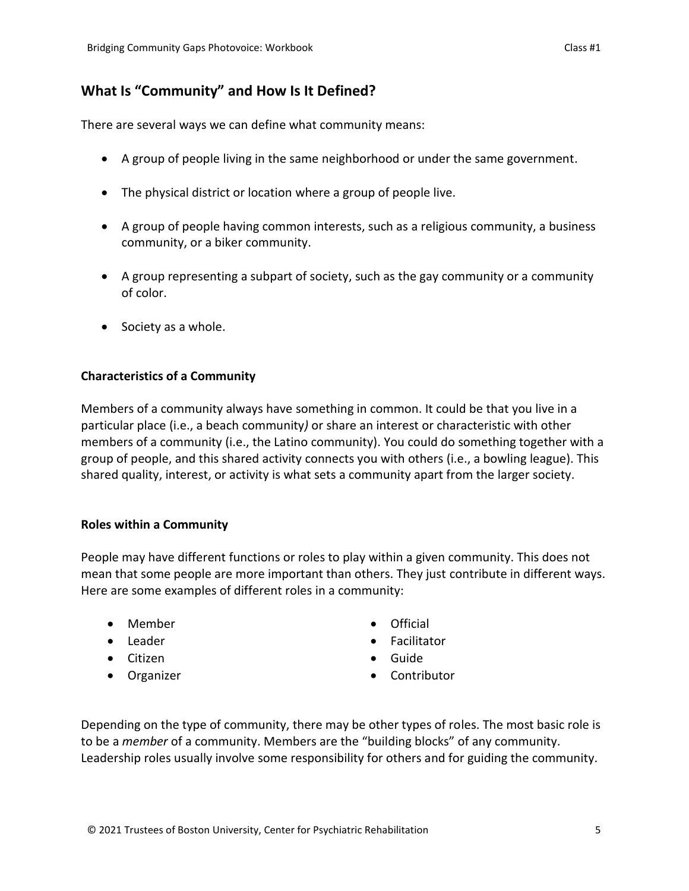## What Is "Community" and How Is It Defined?

There are several ways we can define what community means:

- A group of people living in the same neighborhood or under the same government.
- The physical district or location where a group of people live.
- A group of people having common interests, such as a religious community, a business community, or a biker community.
- A group representing a subpart of society, such as the gay community or a community of color.
- Society as a whole.

### Characteristics of a Community

Members of a community always have something in common. It could be that you live in a particular place (i.e., a beach community) or share an interest or characteristic with other members of a community (i.e., the Latino community). You could do something together with a group of people, and this shared activity connects you with others (i.e., a bowling league). This shared quality, interest, or activity is what sets a community apart from the larger society.

### Roles within a Community

People may have different functions or roles to play within a given community. This does not mean that some people are more important than others. They just contribute in different ways. Here are some examples of different roles in a community:

- Member
- Leader
- Citizen
- Organizer
- Official
- Facilitator
- Guide
- Contributor

Depending on the type of community, there may be other types of roles. The most basic role is to be a *member* of a community. Members are the "building blocks" of any community. Leadership roles usually involve some responsibility for others and for guiding the community.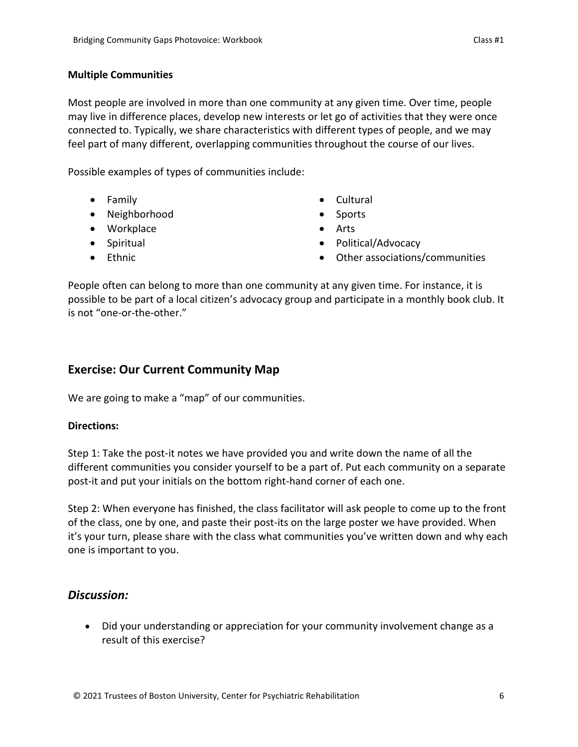**Multiple Communities**

Most people are involved in more than one community at any given time. Over time, people may live in difference places, develop new interests or let go of activities that they were once connected to. Typically, we share characteristics with different types of people, and we may feel part of many different, overlapping communities throughout the course of our lives.

Possible examples of types of communities include:

- Family
- Neighborhood
- Workplace
- Spiritual
- Ethnic
- Cultural
- Sports
- Arts
- Political/Advocacy
- Other associations/communities

People often can belong to more than one community at any given time. For instance, it is possible to be part of a local citizen's advocacy group and participate in a monthly book club. It is not "one-or-the-other."

## Exercise: Our Current Community Map

We are going to make a "map" of our communities.

**Directions:**

Step 1: Take the post-it notes we have provided you and write down the name of all the different communities you consider yourself to be a part of. Put each community on a separate post-it and put your initials on the bottom right-hand corner of each one.

Step 2: When everyone has finished, the class facilitator will ask people to come up to the front of the class, one by one, and paste their post-its on the large poster we have provided. When it's your turn, please share with the class what communities you've written down and why each one is important to you.

## *Discussion:*

- Did your understanding or appreciation for your community involvement change as a result of this exercise?